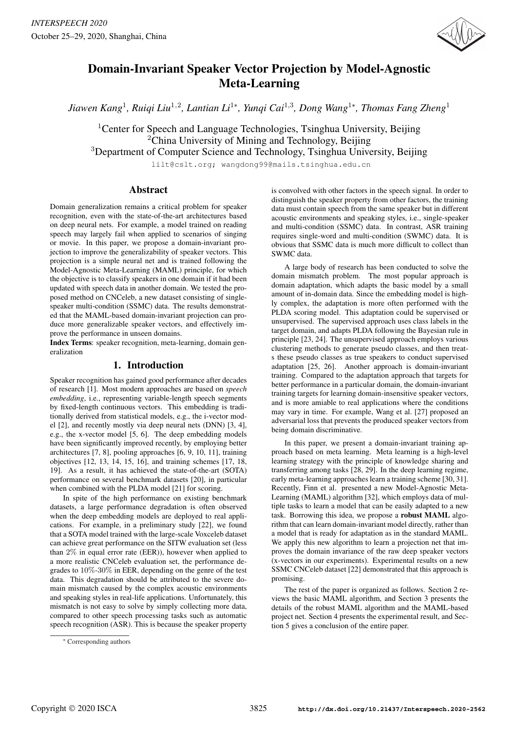# Domain-Invariant Speaker Vector Projection by Model-Agnostic Meta-Learning

*Jiawen Kang*[1], *Ruiqi Liu*[1,2], *Lantian Li*[1*], *Yunqi Cai*[1,3], *Dong Wang*[1*], *Thomas Fang Zheng*[1]

[1]Center for Speech and Language Technologies, Tsinghua University, Beijing
[2]China University of Mining and Technology, Beijing
[3]Department of Computer Science and Technology, Tsinghua University, Beijing

lilt@cslt.org; wangdong99@mails.tsinghua.edu.cn

## Abstract

Domain generalization remains a critical problem for speaker recognition, even with the state-of-the-art architectures based on deep neural nets. For example, a model trained on reading speech may largely fail when applied to scenarios of singing or movie. In this paper, we propose a domain-invariant projection to improve the generalizability of speaker vectors. This projection is a simple neural net and is trained following the Model-Agnostic Meta-Learning (MAML) principle, for which the objective is to classify speakers in one domain if it had been updated with speech data in another domain. We tested the proposed method on CNCeleb, a new dataset consisting of single-speaker multi-condition (SSMC) data. The results demonstrated that the MAML-based domain-invariant projection can produce more generalizable speaker vectors, and effectively improve the performance in unseen domains.

**Index Terms**: speaker recognition, meta-learning, domain generalization

## 1. Introduction

Speaker recognition has gained good performance after decades of research [1]. Most modern approaches are based on *speech embedding*, i.e., representing variable-length speech segments by fixed-length continuous vectors. This embedding is traditionally derived from statistical models, e.g., the i-vector model [2], and recently mostly via deep neural nets (DNN) [3, 4], e.g., the x-vector model [5, 6]. The deep embedding models have been significantly improved recently, by employing better architectures [7, 8], pooling approaches [6, 9, 10, 11], training objectives [12, 13, 14, 15, 16], and training schemes [17, 18, 19]. As a result, it has achieved the state-of-the-art (SOTA) performance on several benchmark datasets [20], in particular when combined with the PLDA model [21] for scoring.

In spite of the high performance on existing benchmark datasets, a large performance degradation is often observed when the deep embedding models are deployed to real applications. For example, in a preliminary study [22], we found that a SOTA model trained with the large-scale Voxceleb dataset can achieve great performance on the SITW evaluation set (less than 2% in equal error rate (EER)), however when applied to a more realistic CNCeleb evaluation set, the performance degrades to 10%-30% in EER, depending on the genre of the test data. This degradation should be attributed to the severe domain mismatch caused by the complex acoustic environments and speaking styles in real-life applications. Unfortunately, this mismatch is not easy to solve by simply collecting more data, compared to other speech processing tasks such as automatic speech recognition (ASR). This is because the speaker property is convolved with other factors in the speech signal. In order to distinguish the speaker property from other factors, the training data must contain speech from the same speaker but in different acoustic environments and speaking styles, i.e., single-speaker and multi-condition (SSMC) data. In contrast, ASR training requires single-word and multi-condition (SWMC) data. It is obvious that SSMC data is much more difficult to collect than SWMC data.

A large body of research has been conducted to solve the domain mismatch problem. The most popular approach is domain adaptation, which adapts the basic model by a small amount of in-domain data. Since the embedding model is highly complex, the adaptation is more often performed with the PLDA scoring model. This adaptation could be supervised or unsupervised. The supervised approach uses class labels in the target domain, and adapts PLDA following the Bayesian rule in principle [23, 24]. The unsupervised approach employs various clustering methods to generate pseudo classes, and then treats these pseudo classes as true speakers to conduct supervised adaptation [25, 26]. Another approach is domain-invariant training. Compared to the adaptation approach that targets for better performance in a particular domain, the domain-invariant training targets for learning domain-insensitive speaker vectors, and is more amiable to real applications where the conditions may vary in time. For example, Wang et al. [27] proposed an adversarial loss that prevents the produced speaker vectors from being domain discriminative.

In this paper, we present a domain-invariant training approach based on meta learning. Meta learning is a high-level learning strategy with the principle of knowledge sharing and transferring among tasks [28, 29]. In the deep learning regime, early meta-learning approaches learn a training scheme [30, 31]. Recently, Finn et al. presented a new Model-Agnostic Meta-Learning (MAML) algorithm [32], which employs data of multiple tasks to learn a model that can be easily adapted to a new task. Borrowing this idea, we propose a **robust MAML** algorithm that can learn domain-invariant model directly, rather than a model that is ready for adaptation as in the standard MAML. We apply this new algorithm to learn a projection net that improves the domain invariance of the raw deep speaker vectors (x-vectors in our experiments). Experimental results on a new SSMC CNCeleb dataset [22] demonstrated that this approach is promising.

The rest of the paper is organized as follows. Section 2 reviews the basic MAML algorithm, and Section 3 presents the details of the robust MAML algorithm and the MAML-based project net. Section 4 presents the experimental result, and Section 5 gives a conclusion of the entire paper.

* Corresponding authors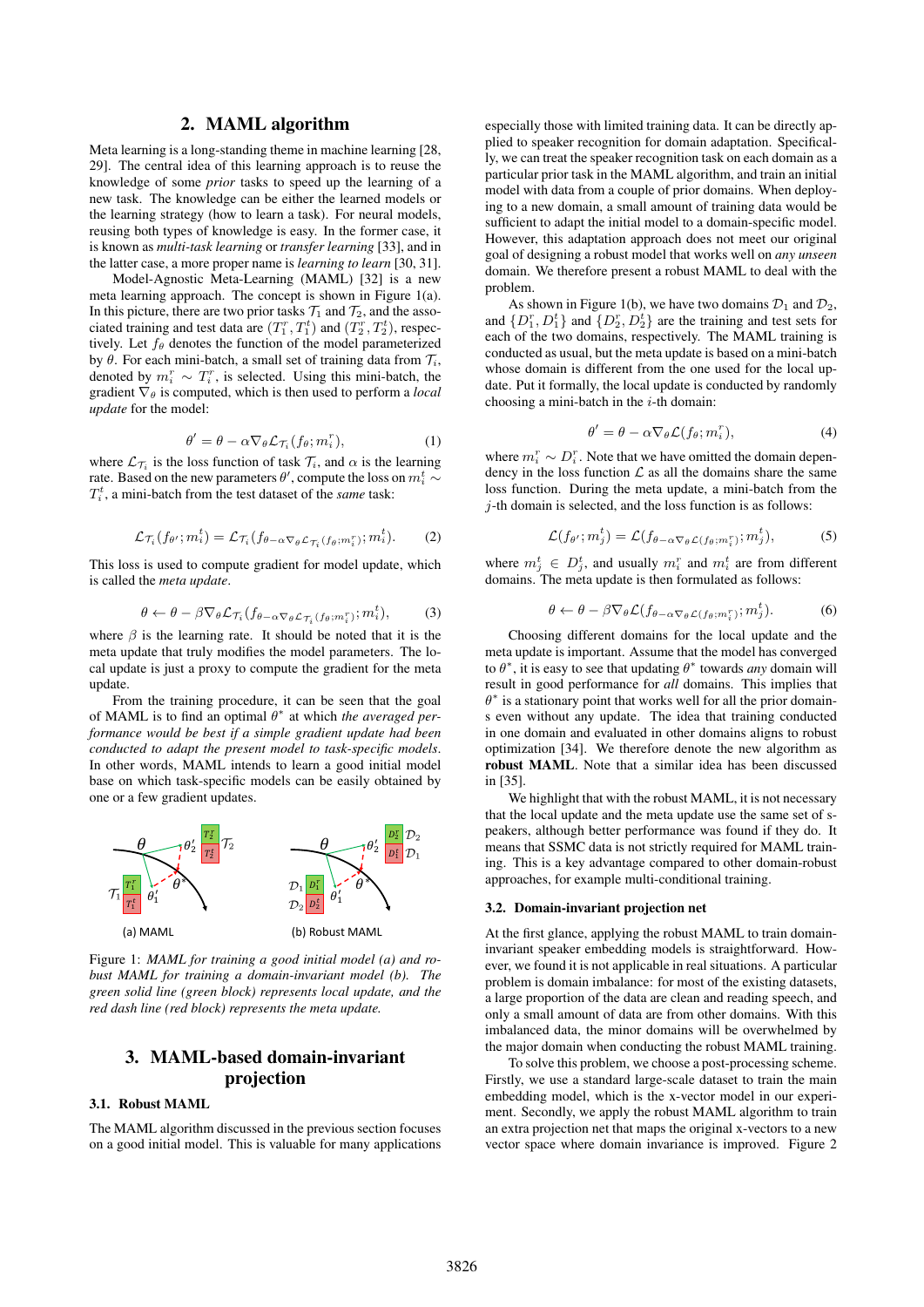## 2. MAML algorithm

Meta learning is a long-standing theme in machine learning [28, 29]. The central idea of this learning approach is to reuse the knowledge of some *prior* tasks to speed up the learning of a new task. The knowledge can be either the learned models or the learning strategy (how to learn a task). For neural models, reusing both types of knowledge is easy. In the former case, it is known as *multi-task learning* or *transfer learning* [33], and in the latter case, a more proper name is *learning to learn* [30, 31].

Model-Agnostic Meta-Learning (MAML) [32] is a new meta learning approach. The concept is shown in Figure 1(a). In this picture, there are two prior tasks $\mathcal{T}_1$ and $\mathcal{T}_2$, and the associated training and test data are $(T_1^r, T_1^t)$ and $(T_2^r, T_2^t)$, respectively. Let $f_\theta$ denotes the function of the model parameterized by $\theta$. For each mini-batch, a small set of training data from $\mathcal{T}_i$, denoted by $m_i^r \sim T_i^r$, is selected. Using this mini-batch, the gradient $\nabla_\theta$ is computed, which is then used to perform a *local update* for the model:

$$\theta' = \theta - \alpha \nabla_\theta \mathcal{L}_{\mathcal{T}_i}(f_\theta; m_i^r), \tag{1}$$

where $\mathcal{L}_{\mathcal{T}_i}$ is the loss function of task $\mathcal{T}_i$, and $\alpha$ is the learning rate. Based on the new parameters $\theta'$, compute the loss on $m_i^t \sim T_i^t$, a mini-batch from the test dataset of the *same* task:

$$\mathcal{L}_{\mathcal{T}_i}(f_{\theta'}; m_i^t) = \mathcal{L}_{\mathcal{T}_i}(f_{\theta - \alpha \nabla_\theta \mathcal{L}_{\mathcal{T}_i}(f_\theta; m_i^r)}; m_i^t). \tag{2}$$

This loss is used to compute gradient for model update, which is called the *meta update*.

$$\theta \leftarrow \theta - \beta \nabla_\theta \mathcal{L}_{\mathcal{T}_i}(f_{\theta - \alpha \nabla_\theta \mathcal{L}_{\mathcal{T}_i}(f_\theta; m_i^r)}; m_i^t), \tag{3}$$

where $\beta$ is the learning rate. It should be noted that it is the meta update that truly modifies the model parameters. The local update is just a proxy to compute the gradient for the meta update.

From the training procedure, it can be seen that the goal of MAML is to find an optimal $\theta^*$ at which *the averaged performance would be best if a simple gradient update had been conducted to adapt the present model to task-specific models*. In other words, MAML intends to learn a good initial model base on which task-specific models can be easily obtained by one or a few gradient updates.

Figure 1: *MAML for training a good initial model (a) and robust MAML for training a domain-invariant model (b). The green solid line (green block) represents local update, and the red dash line (red block) represents the meta update.*

## 3. MAML-based domain-invariant projection

### 3.1. Robust MAML

The MAML algorithm discussed in the previous section focuses on a good initial model. This is valuable for many applications especially those with limited training data. It can be directly applied to speaker recognition for domain adaptation. Specifically, we can treat the speaker recognition task on each domain as a particular prior task in the MAML algorithm, and train an initial model with data from a couple of prior domains. When deploying to a new domain, a small amount of training data would be sufficient to adapt the initial model to a domain-specific model. However, this adaptation approach does not meet our original goal of designing a robust model that works well on *any unseen* domain. We therefore present a robust MAML to deal with the problem.

As shown in Figure 1(b), we have two domains $\mathcal{D}_1$ and $\mathcal{D}_2$, and $\{D_1^r, D_1^t\}$ and $\{D_2^r, D_2^t\}$ are the training and test sets for each of the two domains, respectively. The MAML training is conducted as usual, but the meta update is based on a mini-batch whose domain is different from the one used for the local update. Put it formally, the local update is conducted by randomly choosing a mini-batch in the $i$-th domain:

$$\theta' = \theta - \alpha \nabla_\theta \mathcal{L}(f_\theta; m_i^r), \tag{4}$$

where $m_i^r \sim D_i^r$. Note that we have omitted the domain dependency in the loss function $\mathcal{L}$ as all the domains share the same loss function. During the meta update, a mini-batch from the $j$-th domain is selected, and the loss function is as follows:

$$\mathcal{L}(f_{\theta'}; m_j^t) = \mathcal{L}(f_{\theta - \alpha \nabla_\theta \mathcal{L}(f_\theta; m_i^r)}; m_j^t), \tag{5}$$

where $m_j^t \in D_j^t$, and usually $m_i^r$ and $m_i^t$ are from different domains. The meta update is then formulated as follows:

$$\theta \leftarrow \theta - \beta \nabla_\theta \mathcal{L}(f_{\theta - \alpha \nabla_\theta \mathcal{L}(f_\theta; m_i^r)}; m_j^t). \tag{6}$$

Choosing different domains for the local update and the meta update is important. Assume that the model has converged to $\theta^*$, it is easy to see that updating $\theta^*$ towards *any* domain will result in good performance for *all* domains. This implies that $\theta^*$ is a stationary point that works well for all the prior domains even without any update. The idea that training conducted in one domain and evaluated in other domains aligns to robust optimization [34]. We therefore denote the new algorithm as **robust MAML**. Note that a similar idea has been discussed in [35].

We highlight that with the robust MAML, it is not necessary that the local update and the meta update use the same set of speakers, although better performance was found if they do. It means that SSMC data is not strictly required for MAML training. This is a key advantage compared to other domain-robust approaches, for example multi-conditional training.

### 3.2. Domain-invariant projection net

At the first glance, applying the robust MAML to train domain-invariant speaker embedding models is straightforward. However, we found it is not applicable in real situations. A particular problem is domain imbalance: for most of the existing datasets, a large proportion of the data are clean and reading speech, and only a small amount of data are from other domains. With this imbalanced data, the minor domains will be overwhelmed by the major domain when conducting the robust MAML training.

To solve this problem, we choose a post-processing scheme. Firstly, we use a standard large-scale dataset to train the main embedding model, which is the x-vector model in our experiment. Secondly, we apply the robust MAML algorithm to train an extra projection net that maps the original x-vectors to a new vector space where domain invariance is improved. Figure 2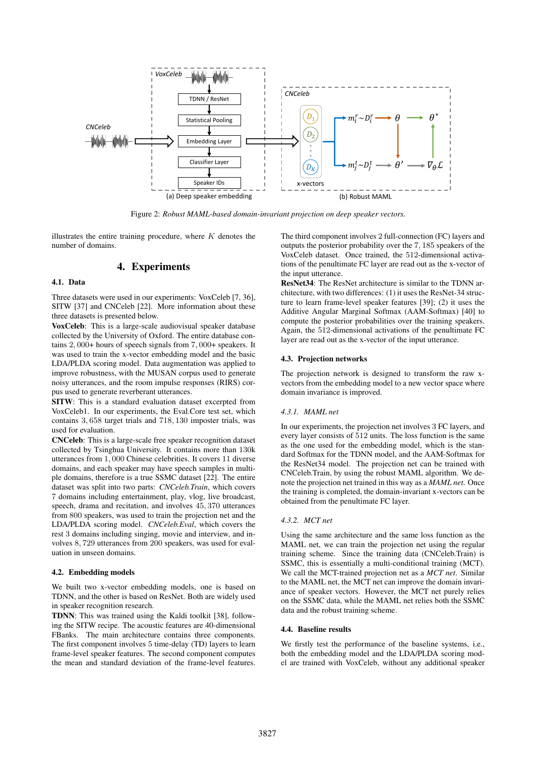Figure 2: *Robust MAML-based domain-invariant projection on deep speaker vectors.*

illustrates the entire training procedure, where $K$ denotes the number of domains.

## 4. Experiments

### 4.1. Data

Three datasets were used in our experiments: VoxCeleb [7, 36], SITW [37] and CNCeleb [22]. More information about these three datasets is presented below.

**VoxCeleb**: This is a large-scale audiovisual speaker database collected by the University of Oxford. The entire database contains $2,000+$ hours of speech signals from $7,000+$ speakers. It was used to train the x-vector embedding model and the basic LDA/PLDA scoring model. Data augmentation was applied to improve robustness, with the MUSAN corpus used to generate noisy utterances, and the room impulse responses (RIRS) corpus used to generate reverberant utterances.

**SITW**: This is a standard evaluation dataset excerpted from VoxCeleb1. In our experiments, the Eval.Core test set, which contains $3,658$ target trials and $718,130$ imposter trials, was used for evaluation.

**CNCeleb**: This is a large-scale free speaker recognition dataset collected by Tsinghua University. It contains more than 130k utterances from $1,000$ Chinese celebrities. It covers 11 diverse domains, and each speaker may have speech samples in multiple domains, therefore is a true SSMC dataset [22]. The entire dataset was split into two parts: *CNCeleb.Train*, which covers 7 domains including entertainment, play, vlog, live broadcast, speech, drama and recitation, and involves $45,370$ utterances from 800 speakers, was used to train the projection net and the LDA/PLDA scoring model. *CNCeleb.Eval*, which covers the rest 3 domains including singing, movie and interview, and involves $8,729$ utterances from 200 speakers, was used for evaluation in unseen domains.

### 4.2. Embedding models

We built two x-vector embedding models, one is based on TDNN, and the other is based on ResNet. Both are widely used in speaker recognition research.

**TDNN**: This was trained using the Kaldi toolkit [38], following the SITW recipe. The acoustic features are 40-dimensional FBanks. The main architecture contains three components. The first component involves 5 time-delay (TD) layers to learn frame-level speaker features. The second component computes the mean and standard deviation of the frame-level features. The third component involves 2 full-connection (FC) layers and outputs the posterior probability over the $7,185$ speakers of the VoxCeleb dataset. Once trained, the 512-dimensional activations of the penultimate FC layer are read out as the x-vector of the input utterance.

**ResNet34**: The ResNet architecture is similar to the TDNN architecture, with two differences: (1) it uses the ResNet-34 structure to learn frame-level speaker features [39]; (2) it uses the Additive Angular Marginal Softmax (AAM-Softmax) [40] to compute the posterior probabilities over the training speakers. Again, the 512-dimensional activations of the penultimate FC layer are read out as the x-vector of the input utterance.

### 4.3. Projection networks

The projection network is designed to transform the raw x-vectors from the embedding model to a new vector space where domain invariance is improved.

#### 4.3.1. MAML net

In our experiments, the projection net involves 3 FC layers, and every layer consists of 512 units. The loss function is the same as the one used for the embedding model, which is the standard Softmax for the TDNN model, and the AAM-Softmax for the ResNet34 model. The projection net can be trained with CNCeleb.Train, by using the robust MAML algorithm. We denote the projection net trained in this way as a *MAML net*. Once the training is completed, the domain-invariant x-vectors can be obtained from the penultimate FC layer.

#### 4.3.2. MCT net

Using the same architecture and the same loss function as the MAML net, we can train the projection net using the regular training scheme. Since the training data (CNCeleb.Train) is SSMC, this is essentially a multi-conditional training (MCT). We call the MCT-trained projection net as a *MCT net*. Similar to the MAML net, the MCT net can improve the domain invariance of speaker vectors. However, the MCT net purely relies on the SSMC data, while the MAML net relies both the SSMC data and the robust training scheme.

### 4.4. Baseline results

We firstly test the performance of the baseline systems, i.e., both the embedding model and the LDA/PLDA scoring model are trained with VoxCeleb, without any additional speaker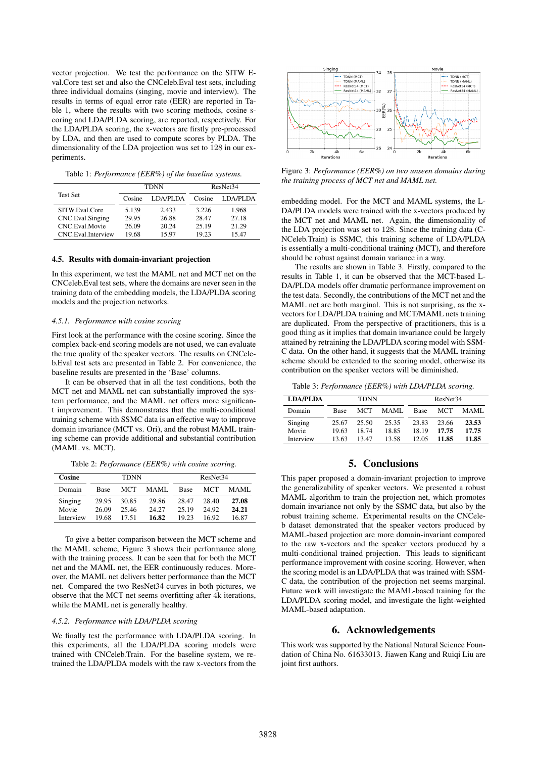vector projection. We test the performance on the SITW Eval.Core test set and also the CNCeleb.Eval test sets, including three individual domains (singing, movie and interview). The results in terms of equal error rate (EER) are reported in Table 1, where the results with two scoring methods, cosine scoring and LDA/PLDA scoring, are reported, respectively. For the LDA/PLDA scoring, the x-vectors are firstly pre-processed by LDA, and then are used to compute scores by PLDA. The dimensionality of the LDA projection was set to 128 in our experiments.

Table 1: *Performance (EER%) of the baseline systems.*

| Test Set | TDNN | | ResNet34 | |
|---|---|---|---|---|
| | Cosine | LDA/PLDA | Cosine | LDA/PLDA |
| SITW.Eval.Core | 5.139 | 2.433 | 3.226 | 1.968 |
| CNC.Eval.Singing | 29.95 | 26.88 | 28.47 | 27.18 |
| CNC.Eval.Movie | 26.09 | 20.24 | 25.19 | 21.29 |
| CNC.Eval.Interview | 19.68 | 15.97 | 19.23 | 15.47 |

### 4.5. Results with domain-invariant projection

In this experiment, we test the MAML net and MCT net on the CNCeleb.Eval test sets, where the domains are never seen in the training data of the embedding models, the LDA/PLDA scoring models and the projection networks.

#### 4.5.1. Performance with cosine scoring

First look at the performance with the cosine scoring. Since the complex back-end scoring models are not used, we can evaluate the true quality of the speaker vectors. The results on CNCeleb.Eval test sets are presented in Table 2. For convenience, the baseline results are presented in the 'Base' columns.

It can be observed that in all the test conditions, both the MCT net and MAML net can substantially improved the system performance, and the MAML net offers more significant improvement. This demonstrates that the multi-conditional training scheme with SSMC data is an effective way to improve domain invariance (MCT vs. Ori), and the robust MAML training scheme can provide additional and substantial contribution (MAML vs. MCT).

Table 2: *Performance (EER%) with cosine scoring.*

| **Cosine** | TDNN | | | ResNet34 | | |
|---|---|---|---|---|---|---|
| Domain | Base | MCT | MAML | Base | MCT | MAML |
| Singing | 29.95 | 30.85 | 29.86 | 28.47 | 28.40 | **27.08** |
| Movie | 26.09 | 25.46 | 24.27 | 25.19 | 24.92 | **24.21** |
| Interview | 19.68 | 17.51 | **16.82** | 19.23 | 16.92 | 16.87 |

To give a better comparison between the MCT scheme and the MAML scheme, Figure 3 shows their performance along with the training process. It can be seen that for both the MCT net and the MAML net, the EER continuously reduces. Moreover, the MAML net delivers better performance than the MCT net. Compared the two ResNet34 curves in both pictures, we observe that the MCT net seems overfitting after 4k iterations, while the MAML net is generally healthy.

#### 4.5.2. Performance with LDA/PLDA scoring

We finally test the performance with LDA/PLDA scoring. In this experiments, all the LDA/PLDA scoring models were trained with CNCeleb.Train. For the baseline system, we retrained the LDA/PLDA models with the raw x-vectors from the embedding model. For the MCT and MAML systems, the LDA/PLDA models were trained with the x-vectors produced by the MCT net and MAML net. Again, the dimensionality of the LDA projection was set to 128. Since the training data (CNCeleb.Train) is SSMC, this training scheme of LDA/PLDA is essentially a multi-conditional training (MCT), and therefore should be robust against domain variance in a way.

Figure 3: *Performance (EER%) on two unseen domains during the training process of MCT net and MAML net.*

The results are shown in Table 3. Firstly, compared to the results in Table 1, it can be observed that the MCT-based LDA/PLDA models offer dramatic performance improvement on the test data. Secondly, the contributions of the MCT net and the MAML net are both marginal. This is not surprising, as the x-vectors for LDA/PLDA training and MCT/MAML nets training are duplicated. From the perspective of practitioners, this is a good thing as it implies that domain invariance could be largely attained by retraining the LDA/PLDA scoring model with SSMC data. On the other hand, it suggests that the MAML training scheme should be extended to the scoring model, otherwise its contribution on the speaker vectors will be diminished.

Table 3: *Performance (EER%) with LDA/PLDA scoring.*

| **LDA/PLDA** | TDNN | | | ResNet34 | | |
|---|---|---|---|---|---|---|
| Domain | Base | MCT | MAML | Base | MCT | MAML |
| Singing | 25.67 | 25.50 | 25.35 | 23.83 | 23.66 | **23.53** |
| Movie | 19.63 | 18.74 | 18.85 | 18.19 | **17.75** | **17.75** |
| Interview | 13.63 | 13.47 | 13.58 | 12.05 | **11.85** | **11.85** |

## 5. Conclusions

This paper proposed a domain-invariant projection to improve the generalizability of speaker vectors. We presented a robust MAML algorithm to train the projection net, which promotes domain invariance not only by the SSMC data, but also by the robust training scheme. Experimental results on the CNCeleb dataset demonstrated that the speaker vectors produced by MAML-based projection are more domain-invariant compared to the raw x-vectors and the speaker vectors produced by a multi-conditional trained projection. This leads to significant performance improvement with cosine scoring. However, when the scoring model is an LDA/PLDA that was trained with SSMC data, the contribution of the projection net seems marginal. Future work will investigate the MAML-based training for the LDA/PLDA scoring model, and investigate the light-weighted MAML-based adaptation.

## 6. Acknowledgements

This work was supported by the National Natural Science Foundation of China No. 61633013. Jiawen Kang and Ruiqi Liu are joint first authors.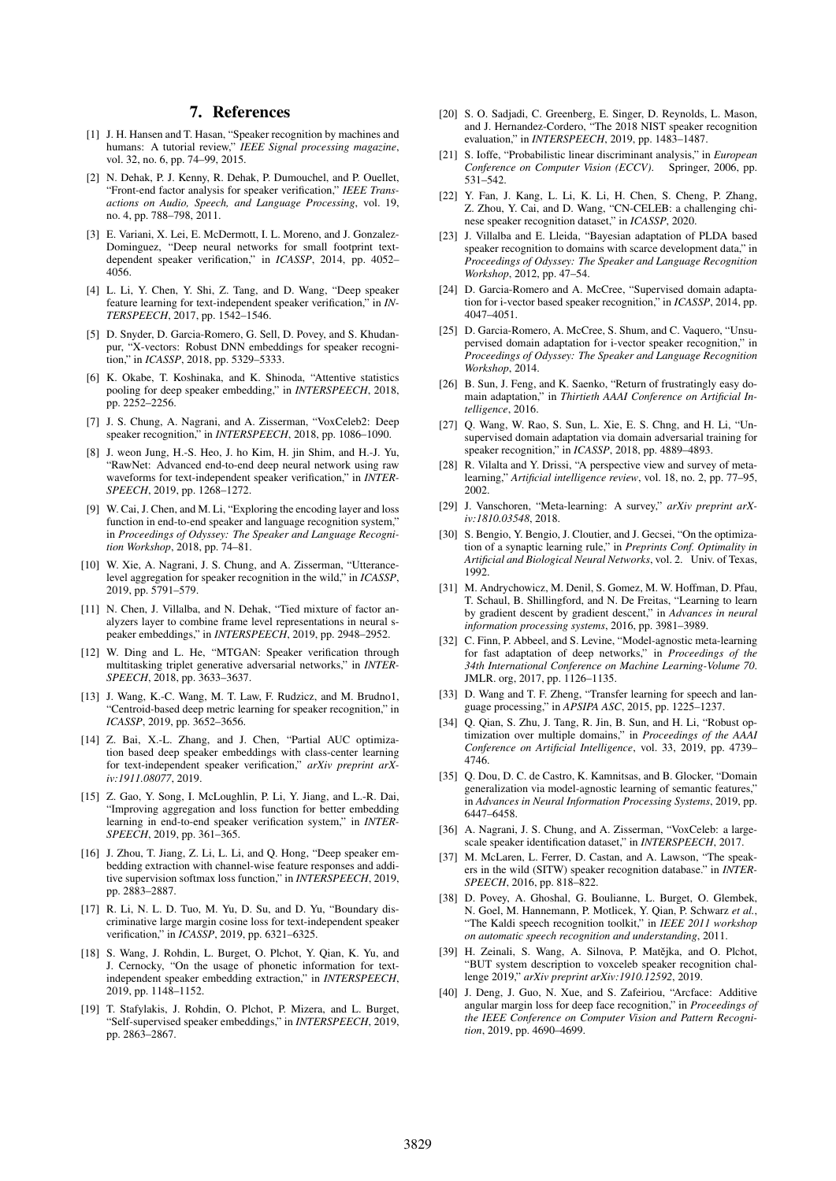## 7. References

[1] J. H. Hansen and T. Hasan, "Speaker recognition by machines and humans: A tutorial review," *IEEE Signal processing magazine*, vol. 32, no. 6, pp. 74–99, 2015.

[2] N. Dehak, P. J. Kenny, R. Dehak, P. Dumouchel, and P. Ouellet, "Front-end factor analysis for speaker verification," *IEEE Transactions on Audio, Speech, and Language Processing*, vol. 19, no. 4, pp. 788–798, 2011.

[3] E. Variani, X. Lei, E. McDermott, I. L. Moreno, and J. Gonzalez-Dominguez, "Deep neural networks for small footprint text-dependent speaker verification," in *ICASSP*, 2014, pp. 4052–4056.

[4] L. Li, Y. Chen, Y. Shi, Z. Tang, and D. Wang, "Deep speaker feature learning for text-independent speaker verification," in *INTERSPEECH*, 2017, pp. 1542–1546.

[5] D. Snyder, D. Garcia-Romero, G. Sell, D. Povey, and S. Khudanpur, "X-vectors: Robust DNN embeddings for speaker recognition," in *ICASSP*, 2018, pp. 5329–5333.

[6] K. Okabe, T. Koshinaka, and K. Shinoda, "Attentive statistics pooling for deep speaker embedding," in *INTERSPEECH*, 2018, pp. 2252–2256.

[7] J. S. Chung, A. Nagrani, and A. Zisserman, "VoxCeleb2: Deep speaker recognition," in *INTERSPEECH*, 2018, pp. 1086–1090.

[8] J. weon Jung, H.-S. Heo, J. ho Kim, H. jin Shim, and H.-J. Yu, "RawNet: Advanced end-to-end deep neural network using raw waveforms for text-independent speaker verification," in *INTERSPEECH*, 2019, pp. 1268–1272.

[9] W. Cai, J. Chen, and M. Li, "Exploring the encoding layer and loss function in end-to-end speaker and language recognition system," in *Proceedings of Odyssey: The Speaker and Language Recognition Workshop*, 2018, pp. 74–81.

[10] W. Xie, A. Nagrani, J. S. Chung, and A. Zisserman, "Utterance-level aggregation for speaker recognition in the wild," in *ICASSP*, 2019, pp. 5791–579.

[11] N. Chen, J. Villalba, and N. Dehak, "Tied mixture of factor analyzers layer to combine frame level representations in neural speaker embeddings," in *INTERSPEECH*, 2019, pp. 2948–2952.

[12] W. Ding and L. He, "MTGAN: Speaker verification through multitasking triplet generative adversarial networks," in *INTERSPEECH*, 2018, pp. 3633–3637.

[13] J. Wang, K.-C. Wang, M. T. Law, F. Rudzicz, and M. Brudno1, "Centroid-based deep metric learning for speaker recognition," in *ICASSP*, 2019, pp. 3652–3656.

[14] Z. Bai, X.-L. Zhang, and J. Chen, "Partial AUC optimization based deep speaker embeddings with class-center learning for text-independent speaker verification," *arXiv preprint arXiv:1911.08077*, 2019.

[15] Z. Gao, Y. Song, I. McLoughlin, P. Li, Y. Jiang, and L.-R. Dai, "Improving aggregation and loss function for better embedding learning in end-to-end speaker verification system," in *INTERSPEECH*, 2019, pp. 361–365.

[16] J. Zhou, T. Jiang, Z. Li, L. Li, and Q. Hong, "Deep speaker embedding extraction with channel-wise feature responses and additive supervision softmax loss function," in *INTERSPEECH*, 2019, pp. 2883–2887.

[17] R. Li, N. L. D. Tuo, M. Yu, D. Su, and D. Yu, "Boundary discriminative large margin cosine loss for text-independent speaker verification," in *ICASSP*, 2019, pp. 6321–6325.

[18] S. Wang, J. Rohdin, L. Burget, O. Plchot, Y. Qian, K. Yu, and J. Cernocky, "On the usage of phonetic information for text-independent speaker embedding extraction," in *INTERSPEECH*, 2019, pp. 1148–1152.

[19] T. Stafylakis, J. Rohdin, O. Plchot, P. Mizera, and L. Burget, "Self-supervised speaker embeddings," in *INTERSPEECH*, 2019, pp. 2863–2867.

[20] S. O. Sadjadi, C. Greenberg, E. Singer, D. Reynolds, L. Mason, and J. Hernandez-Cordero, "The 2018 NIST speaker recognition evaluation," in *INTERSPEECH*, 2019, pp. 1483–1487.

[21] S. Ioffe, "Probabilistic linear discriminant analysis," in *European Conference on Computer Vision (ECCV)*. Springer, 2006, pp. 531–542.

[22] Y. Fan, J. Kang, L. Li, K. Li, H. Chen, S. Cheng, P. Zhang, Z. Zhou, Y. Cai, and D. Wang, "CN-CELEB: a challenging chinese speaker recognition dataset," in *ICASSP*, 2020.

[23] J. Villalba and E. Lleida, "Bayesian adaptation of PLDA based speaker recognition to domains with scarce development data," in *Proceedings of Odyssey: The Speaker and Language Recognition Workshop*, 2012, pp. 47–54.

[24] D. Garcia-Romero and A. McCree, "Supervised domain adaptation for i-vector based speaker recognition," in *ICASSP*, 2014, pp. 4047–4051.

[25] D. Garcia-Romero, A. McCree, S. Shum, and C. Vaquero, "Unsupervised domain adaptation for i-vector speaker recognition," in *Proceedings of Odyssey: The Speaker and Language Recognition Workshop*, 2014.

[26] B. Sun, J. Feng, and K. Saenko, "Return of frustratingly easy domain adaptation," in *Thirtieth AAAI Conference on Artificial Intelligence*, 2016.

[27] Q. Wang, W. Rao, S. Sun, L. Xie, E. S. Chng, and H. Li, "Unsupervised domain adaptation via domain adversarial training for speaker recognition," in *ICASSP*, 2018, pp. 4889–4893.

[28] R. Vilalta and Y. Drissi, "A perspective view and survey of meta-learning," *Artificial intelligence review*, vol. 18, no. 2, pp. 77–95, 2002.

[29] J. Vanschoren, "Meta-learning: A survey," *arXiv preprint arXiv:1810.03548*, 2018.

[30] S. Bengio, Y. Bengio, J. Cloutier, and J. Gecsei, "On the optimization of a synaptic learning rule," in *Preprints Conf. Optimality in Artificial and Biological Neural Networks*, vol. 2. Univ. of Texas, 1992.

[31] M. Andrychowicz, M. Denil, S. Gomez, M. W. Hoffman, D. Pfau, T. Schaul, B. Shillingford, and N. De Freitas, "Learning to learn by gradient descent by gradient descent," in *Advances in neural information processing systems*, 2016, pp. 3981–3989.

[32] C. Finn, P. Abbeel, and S. Levine, "Model-agnostic meta-learning for fast adaptation of deep networks," in *Proceedings of the 34th International Conference on Machine Learning-Volume 70*. JMLR. org, 2017, pp. 1126–1135.

[33] D. Wang and T. F. Zheng, "Transfer learning for speech and language processing," in *APSIPA ASC*, 2015, pp. 1225–1237.

[34] Q. Qian, S. Zhu, J. Tang, R. Jin, B. Sun, and H. Li, "Robust optimization over multiple domains," in *Proceedings of the AAAI Conference on Artificial Intelligence*, vol. 33, 2019, pp. 4739–4746.

[35] Q. Dou, D. C. de Castro, K. Kamnitsas, and B. Glocker, "Domain generalization via model-agnostic learning of semantic features," in *Advances in Neural Information Processing Systems*, 2019, pp. 6447–6458.

[36] A. Nagrani, J. S. Chung, and A. Zisserman, "VoxCeleb: a large-scale speaker identification dataset," in *INTERSPEECH*, 2017.

[37] M. McLaren, L. Ferrer, D. Castan, and A. Lawson, "The speakers in the wild (SITW) speaker recognition database." in *INTERSPEECH*, 2016, pp. 818–822.

[38] D. Povey, A. Ghoshal, G. Boulianne, L. Burget, O. Glembek, N. Goel, M. Hannemann, P. Motlicek, Y. Qian, P. Schwarz *et al.*, "The Kaldi speech recognition toolkit," in *IEEE 2011 workshop on automatic speech recognition and understanding*, 2011.

[39] H. Zeinali, S. Wang, A. Silnova, P. Matějka, and O. Plchot, "BUT system description to voxceleb speaker recognition challenge 2019," *arXiv preprint arXiv:1910.12592*, 2019.

[40] J. Deng, J. Guo, N. Xue, and S. Zafeiriou, "Arcface: Additive angular margin loss for deep face recognition," in *Proceedings of the IEEE Conference on Computer Vision and Pattern Recognition*, 2019, pp. 4690–4699.